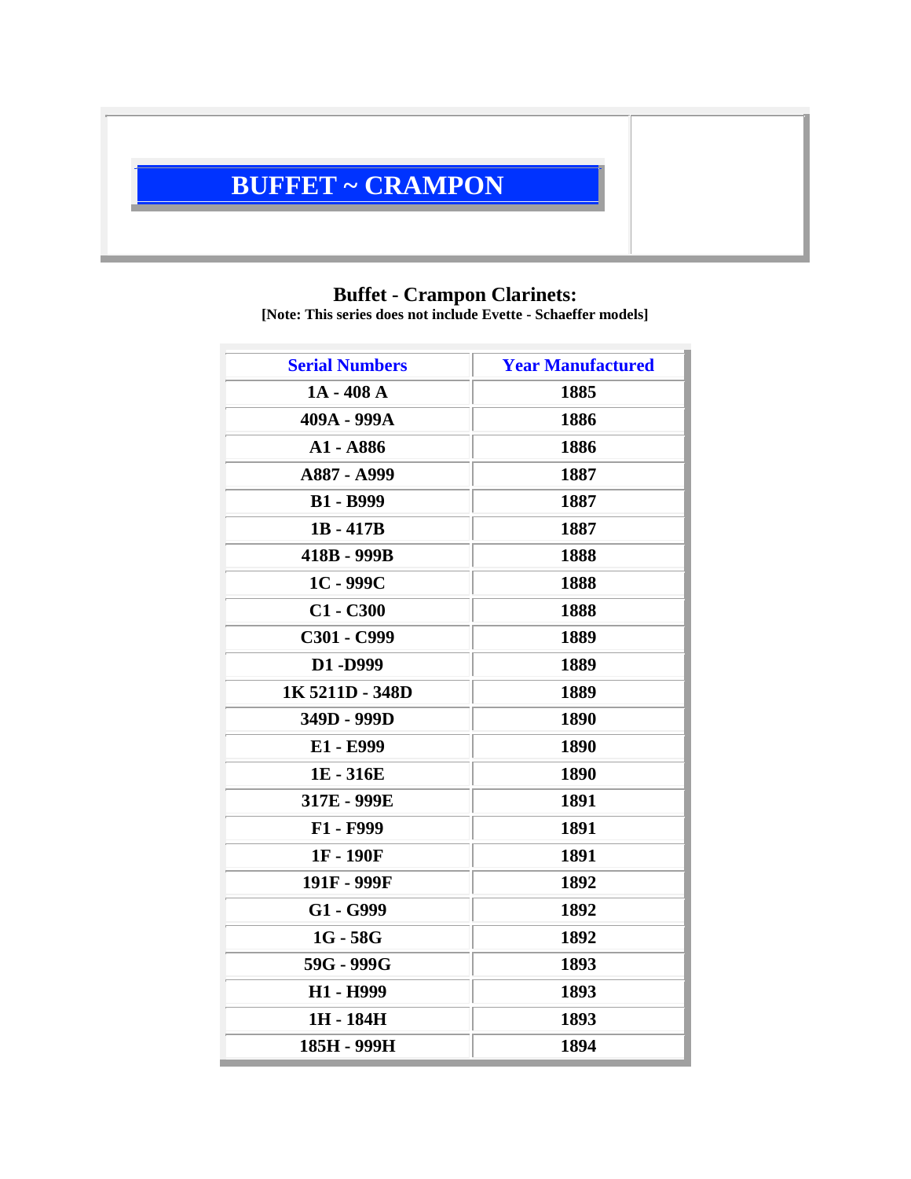# BUFFET ~ CRAMPON

**Buffet - Crampon Clarinets:**
**[Note: This series does not include Evette - Schaeffer models]**

| Serial Numbers | Year Manufactured |
|---|---|
| 1A - 408 A | 1885 |
| 409A - 999A | 1886 |
| A1 - A886 | 1886 |
| A887 - A999 | 1887 |
| B1 - B999 | 1887 |
| 1B - 417B | 1887 |
| 418B - 999B | 1888 |
| 1C - 999C | 1888 |
| C1 - C300 | 1888 |
| C301 - C999 | 1889 |
| D1 -D999 | 1889 |
| 1K 5211D - 348D | 1889 |
| 349D - 999D | 1890 |
| E1 - E999 | 1890 |
| 1E - 316E | 1890 |
| 317E - 999E | 1891 |
| F1 - F999 | 1891 |
| 1F - 190F | 1891 |
| 191F - 999F | 1892 |
| G1 - G999 | 1892 |
| 1G - 58G | 1892 |
| 59G - 999G | 1893 |
| H1 - H999 | 1893 |
| 1H - 184H | 1893 |
| 185H - 999H | 1894 |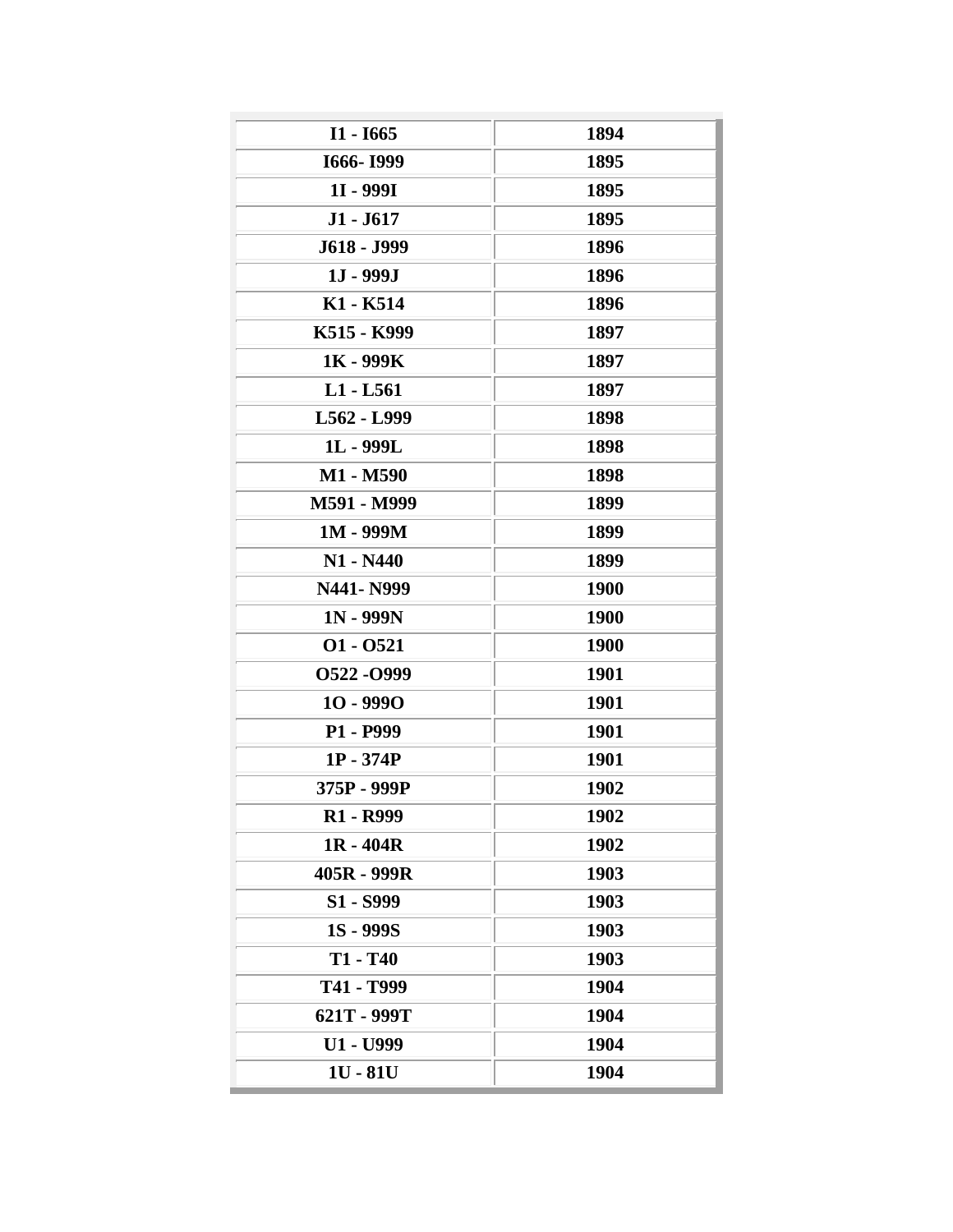| I1 - I665 | 1894 |
|---|---|
| I666- I999 | 1895 |
| 1I - 999I | 1895 |
| J1 - J617 | 1895 |
| J618 - J999 | 1896 |
| 1J - 999J | 1896 |
| K1 - K514 | 1896 |
| K515 - K999 | 1897 |
| 1K - 999K | 1897 |
| L1 - L561 | 1897 |
| L562 - L999 | 1898 |
| 1L - 999L | 1898 |
| M1 - M590 | 1898 |
| M591 - M999 | 1899 |
| 1M - 999M | 1899 |
| N1 - N440 | 1899 |
| N441- N999 | 1900 |
| 1N - 999N | 1900 |
| O1 - O521 | 1900 |
| O522 -O999 | 1901 |
| 1O - 999O | 1901 |
| P1 - P999 | 1901 |
| 1P - 374P | 1901 |
| 375P - 999P | 1902 |
| R1 - R999 | 1902 |
| 1R - 404R | 1902 |
| 405R - 999R | 1903 |
| S1 - S999 | 1903 |
| 1S - 999S | 1903 |
| T1 - T40 | 1903 |
| T41 - T999 | 1904 |
| 621T - 999T | 1904 |
| U1 - U999 | 1904 |
| 1U - 81U | 1904 |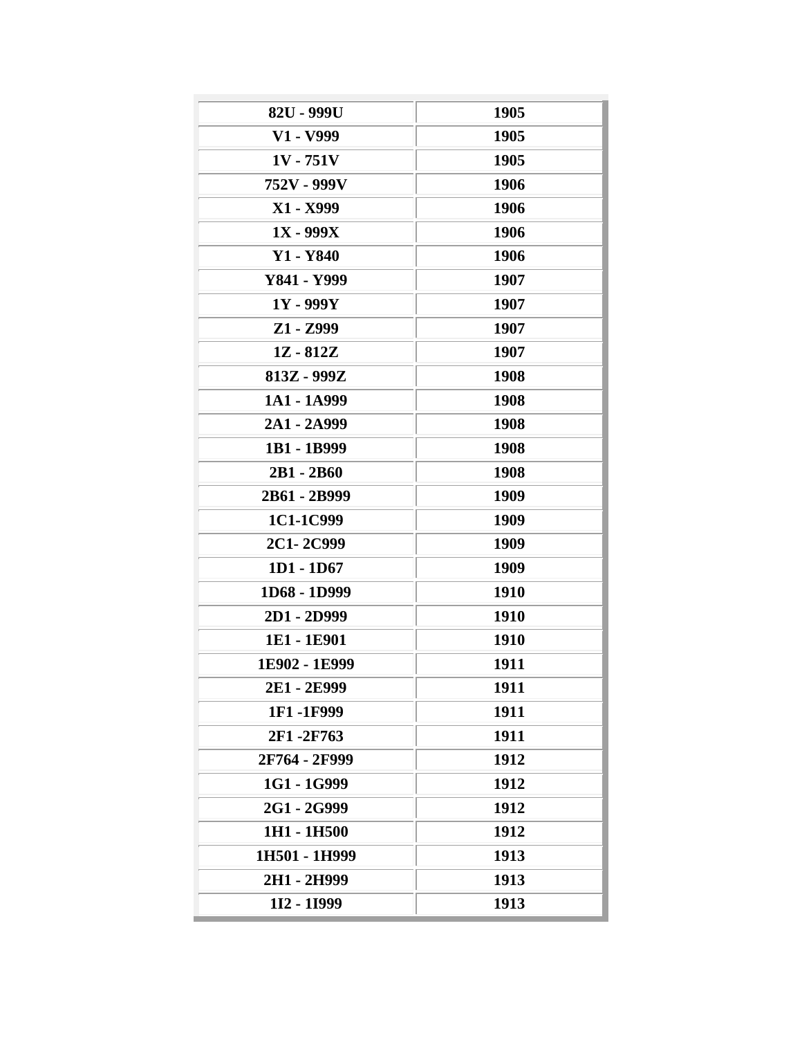| 82U - 999U | 1905 |
|---|---|
| V1 - V999 | 1905 |
| 1V - 751V | 1905 |
| 752V - 999V | 1906 |
| X1 - X999 | 1906 |
| 1X - 999X | 1906 |
| Y1 - Y840 | 1906 |
| Y841 - Y999 | 1907 |
| 1Y - 999Y | 1907 |
| Z1 - Z999 | 1907 |
| 1Z - 812Z | 1907 |
| 813Z - 999Z | 1908 |
| 1A1 - 1A999 | 1908 |
| 2A1 - 2A999 | 1908 |
| 1B1 - 1B999 | 1908 |
| 2B1 - 2B60 | 1908 |
| 2B61 - 2B999 | 1909 |
| 1C1-1C999 | 1909 |
| 2C1- 2C999 | 1909 |
| 1D1 - 1D67 | 1909 |
| 1D68 - 1D999 | 1910 |
| 2D1 - 2D999 | 1910 |
| 1E1 - 1E901 | 1910 |
| 1E902 - 1E999 | 1911 |
| 2E1 - 2E999 | 1911 |
| 1F1 -1F999 | 1911 |
| 2F1 -2F763 | 1911 |
| 2F764 - 2F999 | 1912 |
| 1G1 - 1G999 | 1912 |
| 2G1 - 2G999 | 1912 |
| 1H1 - 1H500 | 1912 |
| 1H501 - 1H999 | 1913 |
| 2H1 - 2H999 | 1913 |
| 1I2 - 1I999 | 1913 |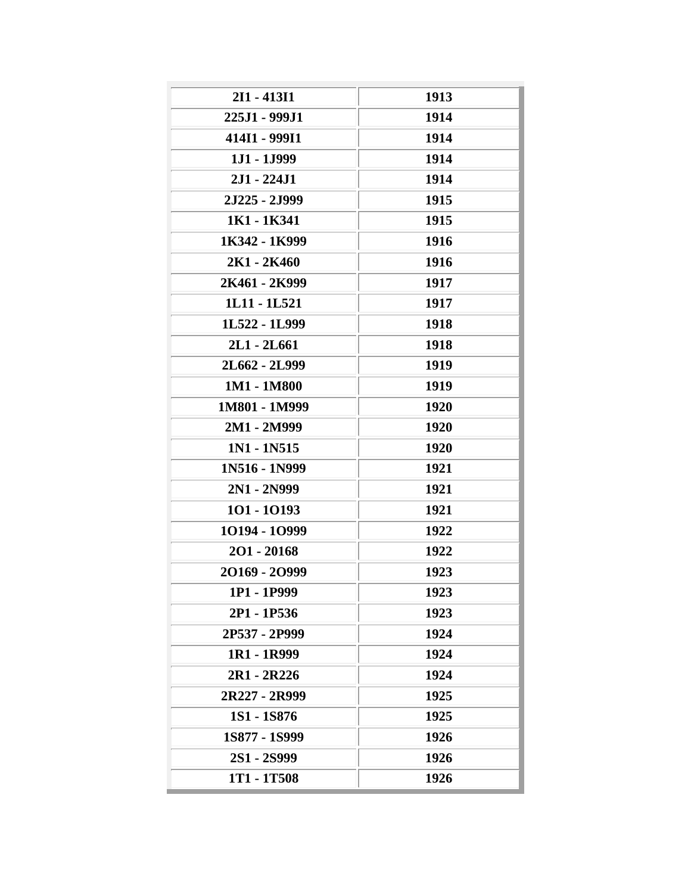| | |
|---|---|
| 2I1 - 413I1 | 1913 |
| 225J1 - 999J1 | 1914 |
| 414I1 - 999I1 | 1914 |
| 1J1 - 1J999 | 1914 |
| 2J1 - 224J1 | 1914 |
| 2J225 - 2J999 | 1915 |
| 1K1 - 1K341 | 1915 |
| 1K342 - 1K999 | 1916 |
| 2K1 - 2K460 | 1916 |
| 2K461 - 2K999 | 1917 |
| 1L11 - 1L521 | 1917 |
| 1L522 - 1L999 | 1918 |
| 2L1 - 2L661 | 1918 |
| 2L662 - 2L999 | 1919 |
| 1M1 - 1M800 | 1919 |
| 1M801 - 1M999 | 1920 |
| 2M1 - 2M999 | 1920 |
| 1N1 - 1N515 | 1920 |
| 1N516 - 1N999 | 1921 |
| 2N1 - 2N999 | 1921 |
| 1O1 - 1O193 | 1921 |
| 1O194 - 1O999 | 1922 |
| 2O1 - 20168 | 1922 |
| 2O169 - 2O999 | 1923 |
| 1P1 - 1P999 | 1923 |
| 2P1 - 1P536 | 1923 |
| 2P537 - 2P999 | 1924 |
| 1R1 - 1R999 | 1924 |
| 2R1 - 2R226 | 1924 |
| 2R227 - 2R999 | 1925 |
| 1S1 - 1S876 | 1925 |
| 1S877 - 1S999 | 1926 |
| 2S1 - 2S999 | 1926 |
| 1T1 - 1T508 | 1926 |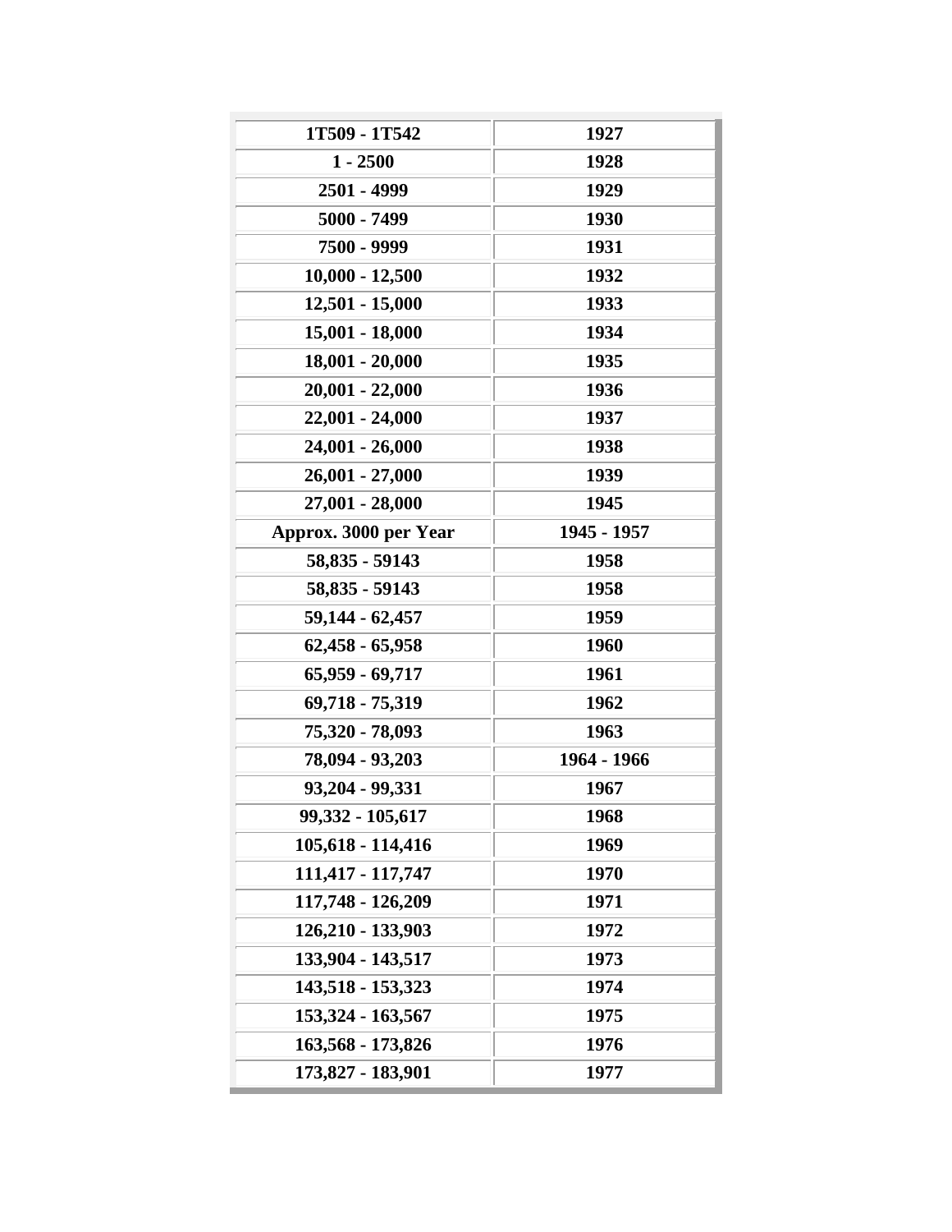| 1T509 - 1T542 | 1927 |
|---|---|
| 1 - 2500 | 1928 |
| 2501 - 4999 | 1929 |
| 5000 - 7499 | 1930 |
| 7500 - 9999 | 1931 |
| 10,000 - 12,500 | 1932 |
| 12,501 - 15,000 | 1933 |
| 15,001 - 18,000 | 1934 |
| 18,001 - 20,000 | 1935 |
| 20,001 - 22,000 | 1936 |
| 22,001 - 24,000 | 1937 |
| 24,001 - 26,000 | 1938 |
| 26,001 - 27,000 | 1939 |
| 27,001 - 28,000 | 1945 |
| Approx. 3000 per Year | 1945 - 1957 |
| 58,835 - 59143 | 1958 |
| 58,835 - 59143 | 1958 |
| 59,144 - 62,457 | 1959 |
| 62,458 - 65,958 | 1960 |
| 65,959 - 69,717 | 1961 |
| 69,718 - 75,319 | 1962 |
| 75,320 - 78,093 | 1963 |
| 78,094 - 93,203 | 1964 - 1966 |
| 93,204 - 99,331 | 1967 |
| 99,332 - 105,617 | 1968 |
| 105,618 - 114,416 | 1969 |
| 111,417 - 117,747 | 1970 |
| 117,748 - 126,209 | 1971 |
| 126,210 - 133,903 | 1972 |
| 133,904 - 143,517 | 1973 |
| 143,518 - 153,323 | 1974 |
| 153,324 - 163,567 | 1975 |
| 163,568 - 173,826 | 1976 |
| 173,827 - 183,901 | 1977 |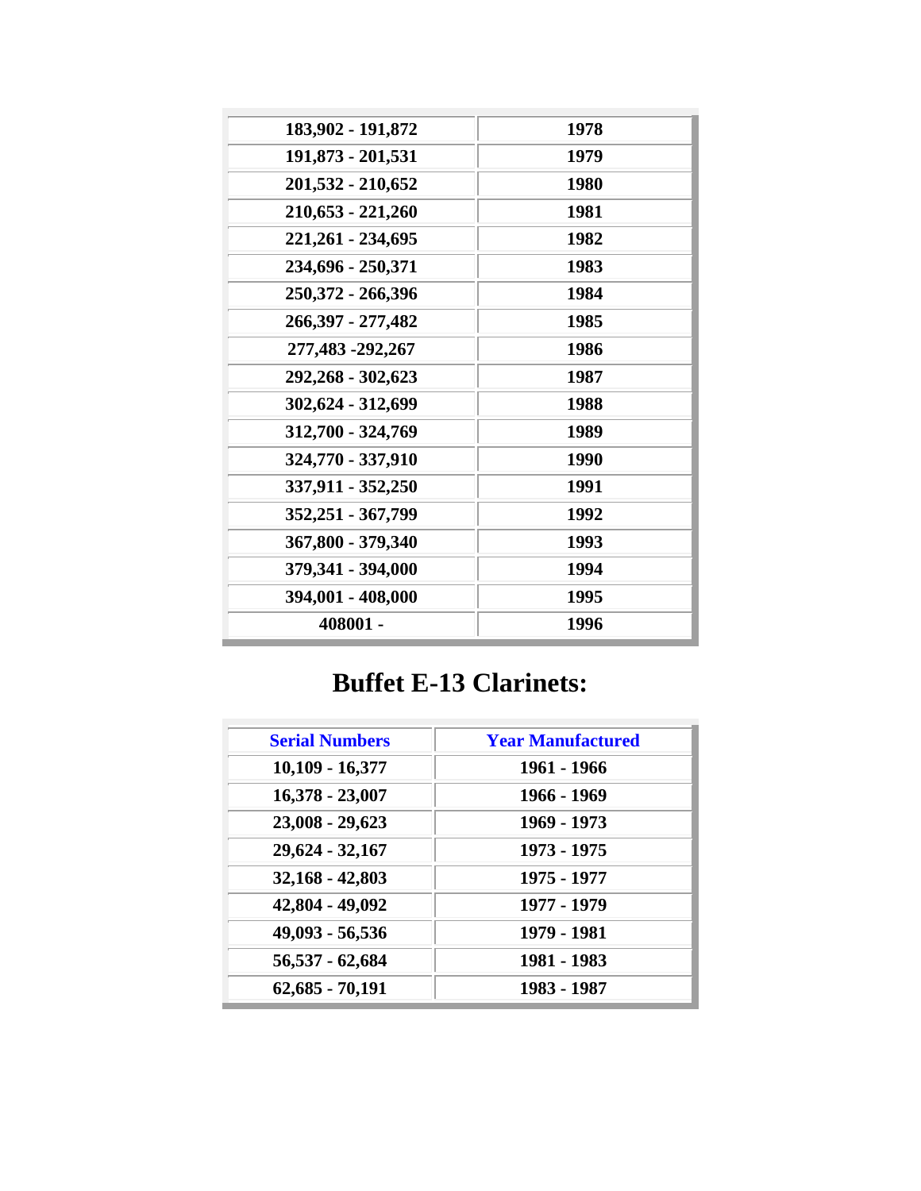| | |
|---|---|
| 183,902 - 191,872 | 1978 |
| 191,873 - 201,531 | 1979 |
| 201,532 - 210,652 | 1980 |
| 210,653 - 221,260 | 1981 |
| 221,261 - 234,695 | 1982 |
| 234,696 - 250,371 | 1983 |
| 250,372 - 266,396 | 1984 |
| 266,397 - 277,482 | 1985 |
| 277,483 -292,267 | 1986 |
| 292,268 - 302,623 | 1987 |
| 302,624 - 312,699 | 1988 |
| 312,700 - 324,769 | 1989 |
| 324,770 - 337,910 | 1990 |
| 337,911 - 352,250 | 1991 |
| 352,251 - 367,799 | 1992 |
| 367,800 - 379,340 | 1993 |
| 379,341 - 394,000 | 1994 |
| 394,001 - 408,000 | 1995 |
| 408001 - | 1996 |

# Buffet E-13 Clarinets:

| Serial Numbers | Year Manufactured |
|---|---|
| 10,109 - 16,377 | 1961 - 1966 |
| 16,378 - 23,007 | 1966 - 1969 |
| 23,008 - 29,623 | 1969 - 1973 |
| 29,624 - 32,167 | 1973 - 1975 |
| 32,168 - 42,803 | 1975 - 1977 |
| 42,804 - 49,092 | 1977 - 1979 |
| 49,093 - 56,536 | 1979 - 1981 |
| 56,537 - 62,684 | 1981 - 1983 |
| 62,685 - 70,191 | 1983 - 1987 |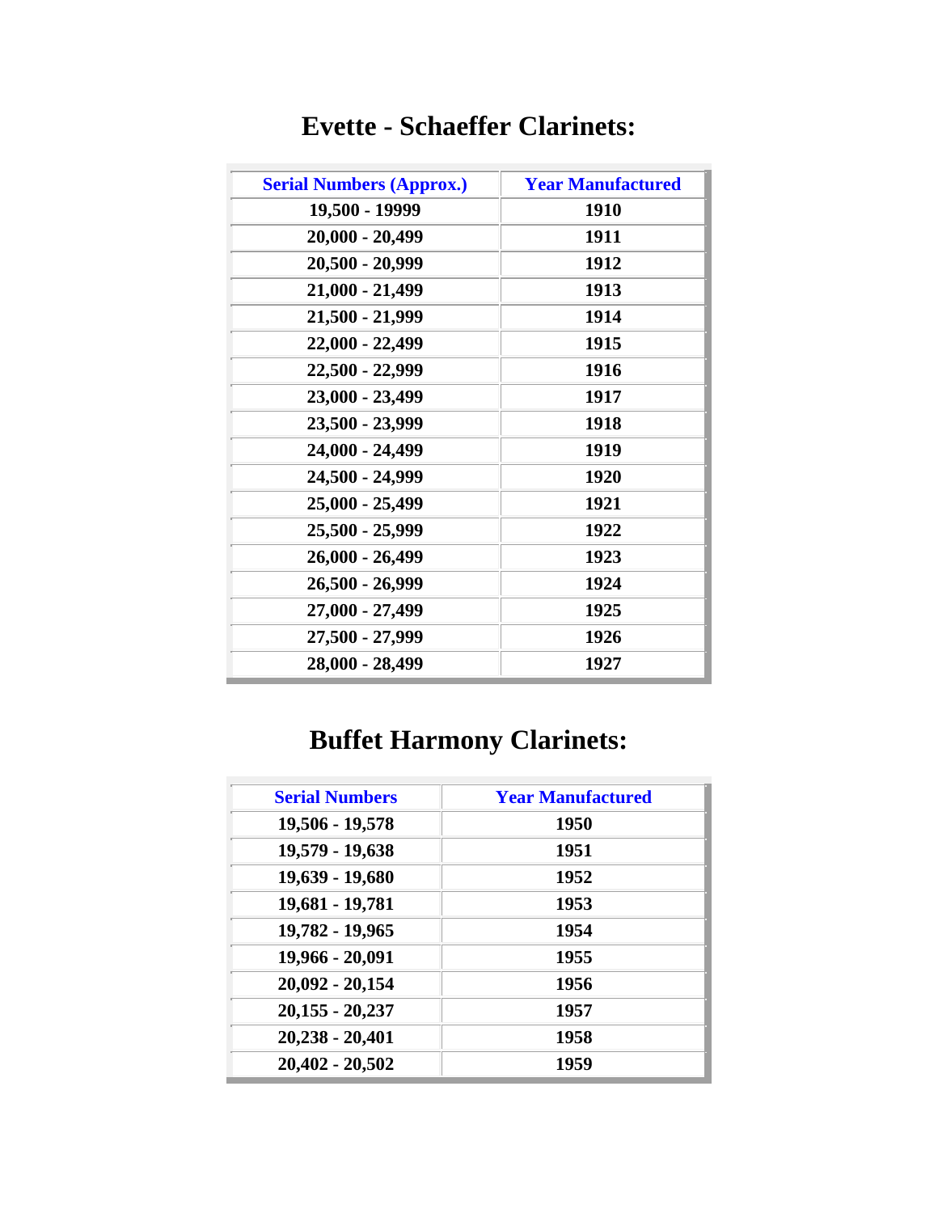## Evette - Schaeffer Clarinets:

| Serial Numbers (Approx.) | Year Manufactured |
|---|---|
| 19,500 - 19999 | 1910 |
| 20,000 - 20,499 | 1911 |
| 20,500 - 20,999 | 1912 |
| 21,000 - 21,499 | 1913 |
| 21,500 - 21,999 | 1914 |
| 22,000 - 22,499 | 1915 |
| 22,500 - 22,999 | 1916 |
| 23,000 - 23,499 | 1917 |
| 23,500 - 23,999 | 1918 |
| 24,000 - 24,499 | 1919 |
| 24,500 - 24,999 | 1920 |
| 25,000 - 25,499 | 1921 |
| 25,500 - 25,999 | 1922 |
| 26,000 - 26,499 | 1923 |
| 26,500 - 26,999 | 1924 |
| 27,000 - 27,499 | 1925 |
| 27,500 - 27,999 | 1926 |
| 28,000 - 28,499 | 1927 |

## Buffet Harmony Clarinets:

| Serial Numbers | Year Manufactured |
|---|---|
| 19,506 - 19,578 | 1950 |
| 19,579 - 19,638 | 1951 |
| 19,639 - 19,680 | 1952 |
| 19,681 - 19,781 | 1953 |
| 19,782 - 19,965 | 1954 |
| 19,966 - 20,091 | 1955 |
| 20,092 - 20,154 | 1956 |
| 20,155 - 20,237 | 1957 |
| 20,238 - 20,401 | 1958 |
| 20,402 - 20,502 | 1959 |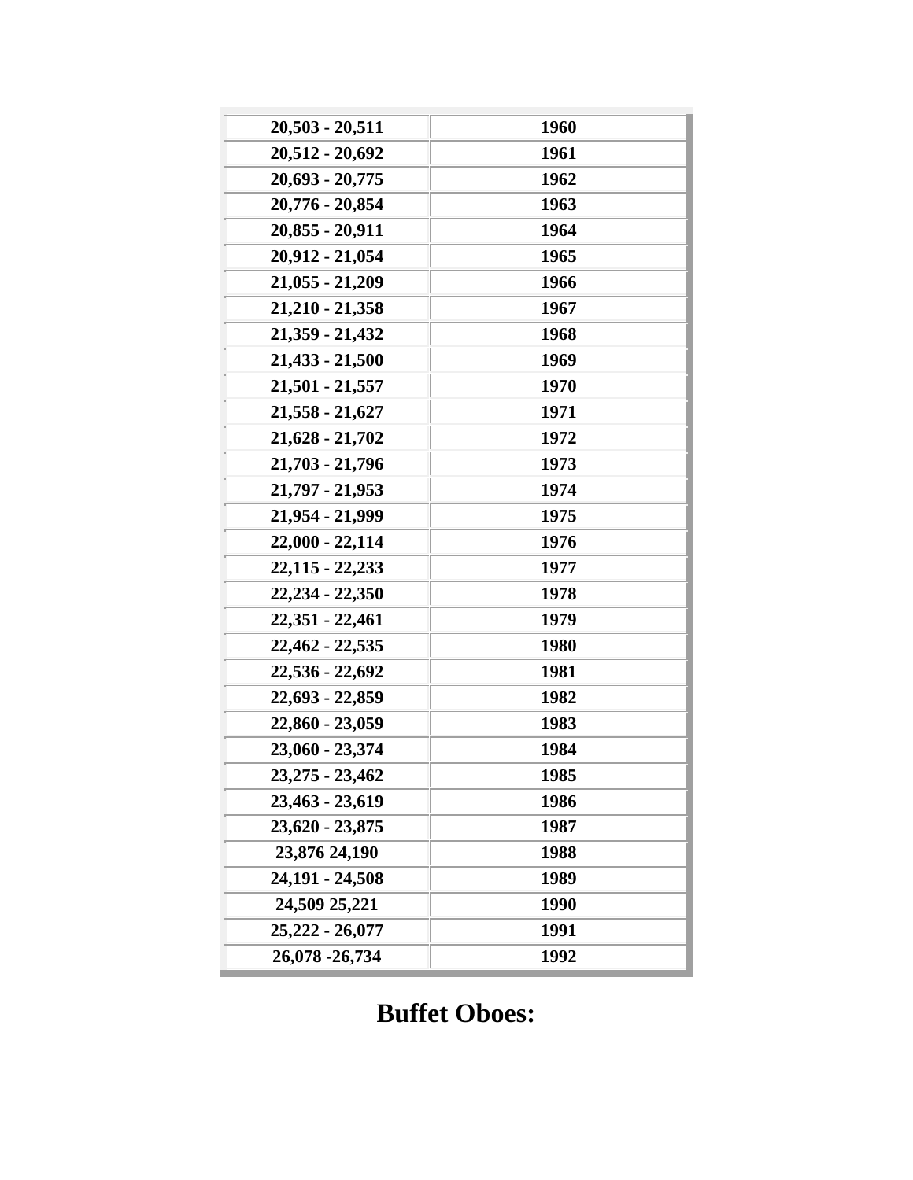| 20,503 - 20,511 | 1960 |
|---|---|
| 20,512 - 20,692 | 1961 |
| 20,693 - 20,775 | 1962 |
| 20,776 - 20,854 | 1963 |
| 20,855 - 20,911 | 1964 |
| 20,912 - 21,054 | 1965 |
| 21,055 - 21,209 | 1966 |
| 21,210 - 21,358 | 1967 |
| 21,359 - 21,432 | 1968 |
| 21,433 - 21,500 | 1969 |
| 21,501 - 21,557 | 1970 |
| 21,558 - 21,627 | 1971 |
| 21,628 - 21,702 | 1972 |
| 21,703 - 21,796 | 1973 |
| 21,797 - 21,953 | 1974 |
| 21,954 - 21,999 | 1975 |
| 22,000 - 22,114 | 1976 |
| 22,115 - 22,233 | 1977 |
| 22,234 - 22,350 | 1978 |
| 22,351 - 22,461 | 1979 |
| 22,462 - 22,535 | 1980 |
| 22,536 - 22,692 | 1981 |
| 22,693 - 22,859 | 1982 |
| 22,860 - 23,059 | 1983 |
| 23,060 - 23,374 | 1984 |
| 23,275 - 23,462 | 1985 |
| 23,463 - 23,619 | 1986 |
| 23,620 - 23,875 | 1987 |
| 23,876 24,190 | 1988 |
| 24,191 - 24,508 | 1989 |
| 24,509 25,221 | 1990 |
| 25,222 - 26,077 | 1991 |
| 26,078 -26,734 | 1992 |

# Buffet Oboes: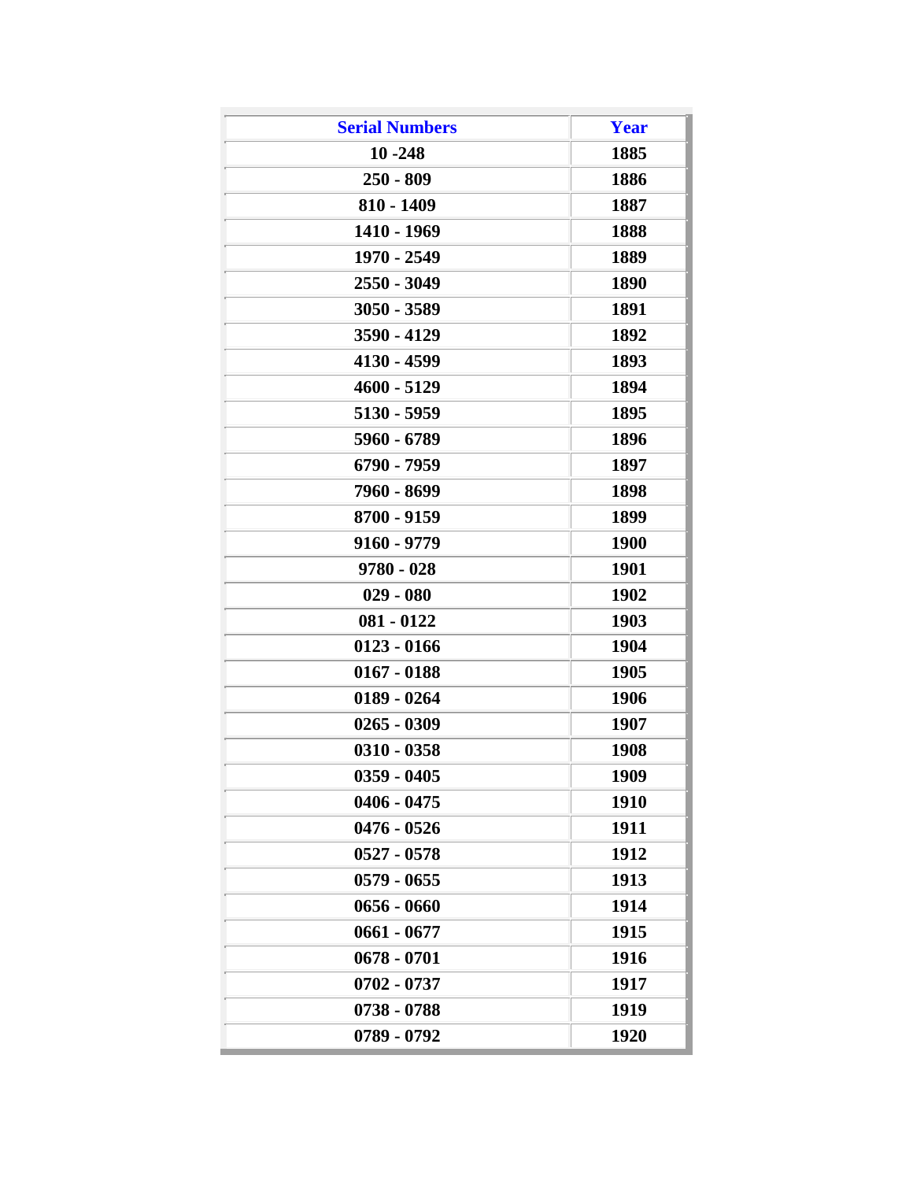| Serial Numbers | Year |
| --- | --- |
| 10 -248 | 1885 |
| 250 - 809 | 1886 |
| 810 - 1409 | 1887 |
| 1410 - 1969 | 1888 |
| 1970 - 2549 | 1889 |
| 2550 - 3049 | 1890 |
| 3050 - 3589 | 1891 |
| 3590 - 4129 | 1892 |
| 4130 - 4599 | 1893 |
| 4600 - 5129 | 1894 |
| 5130 - 5959 | 1895 |
| 5960 - 6789 | 1896 |
| 6790 - 7959 | 1897 |
| 7960 - 8699 | 1898 |
| 8700 - 9159 | 1899 |
| 9160 - 9779 | 1900 |
| 9780 - 028 | 1901 |
| 029 - 080 | 1902 |
| 081 - 0122 | 1903 |
| 0123 - 0166 | 1904 |
| 0167 - 0188 | 1905 |
| 0189 - 0264 | 1906 |
| 0265 - 0309 | 1907 |
| 0310 - 0358 | 1908 |
| 0359 - 0405 | 1909 |
| 0406 - 0475 | 1910 |
| 0476 - 0526 | 1911 |
| 0527 - 0578 | 1912 |
| 0579 - 0655 | 1913 |
| 0656 - 0660 | 1914 |
| 0661 - 0677 | 1915 |
| 0678 - 0701 | 1916 |
| 0702 - 0737 | 1917 |
| 0738 - 0788 | 1919 |
| 0789 - 0792 | 1920 |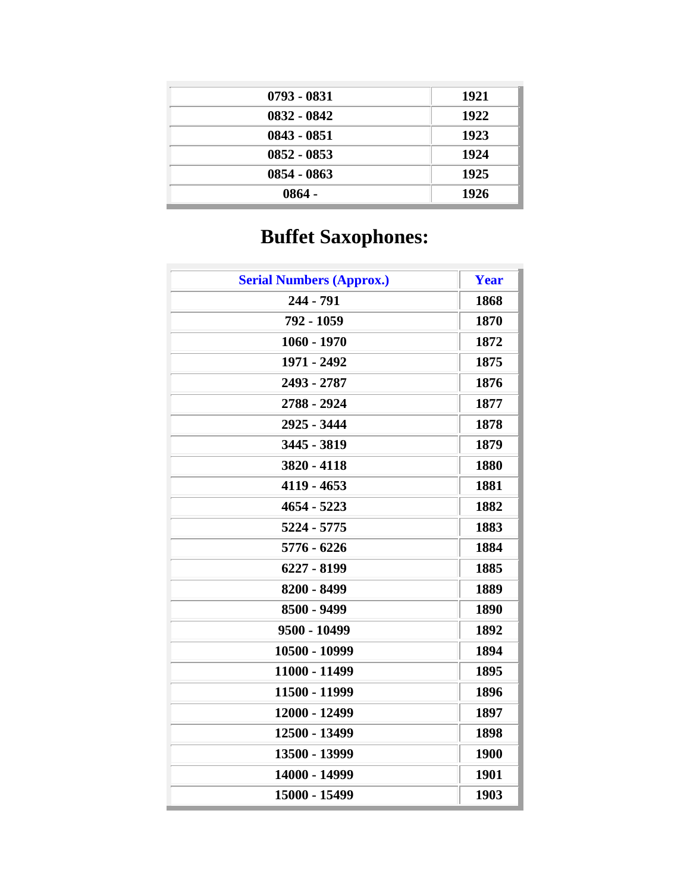| | |
|---|---|
| 0793 - 0831 | 1921 |
| 0832 - 0842 | 1922 |
| 0843 - 0851 | 1923 |
| 0852 - 0853 | 1924 |
| 0854 - 0863 | 1925 |
| 0864 - | 1926 |

# Buffet Saxophones:

| Serial Numbers (Approx.) | Year |
|---|---|
| 244 - 791 | 1868 |
| 792 - 1059 | 1870 |
| 1060 - 1970 | 1872 |
| 1971 - 2492 | 1875 |
| 2493 - 2787 | 1876 |
| 2788 - 2924 | 1877 |
| 2925 - 3444 | 1878 |
| 3445 - 3819 | 1879 |
| 3820 - 4118 | 1880 |
| 4119 - 4653 | 1881 |
| 4654 - 5223 | 1882 |
| 5224 - 5775 | 1883 |
| 5776 - 6226 | 1884 |
| 6227 - 8199 | 1885 |
| 8200 - 8499 | 1889 |
| 8500 - 9499 | 1890 |
| 9500 - 10499 | 1892 |
| 10500 - 10999 | 1894 |
| 11000 - 11499 | 1895 |
| 11500 - 11999 | 1896 |
| 12000 - 12499 | 1897 |
| 12500 - 13499 | 1898 |
| 13500 - 13999 | 1900 |
| 14000 - 14999 | 1901 |
| 15000 - 15499 | 1903 |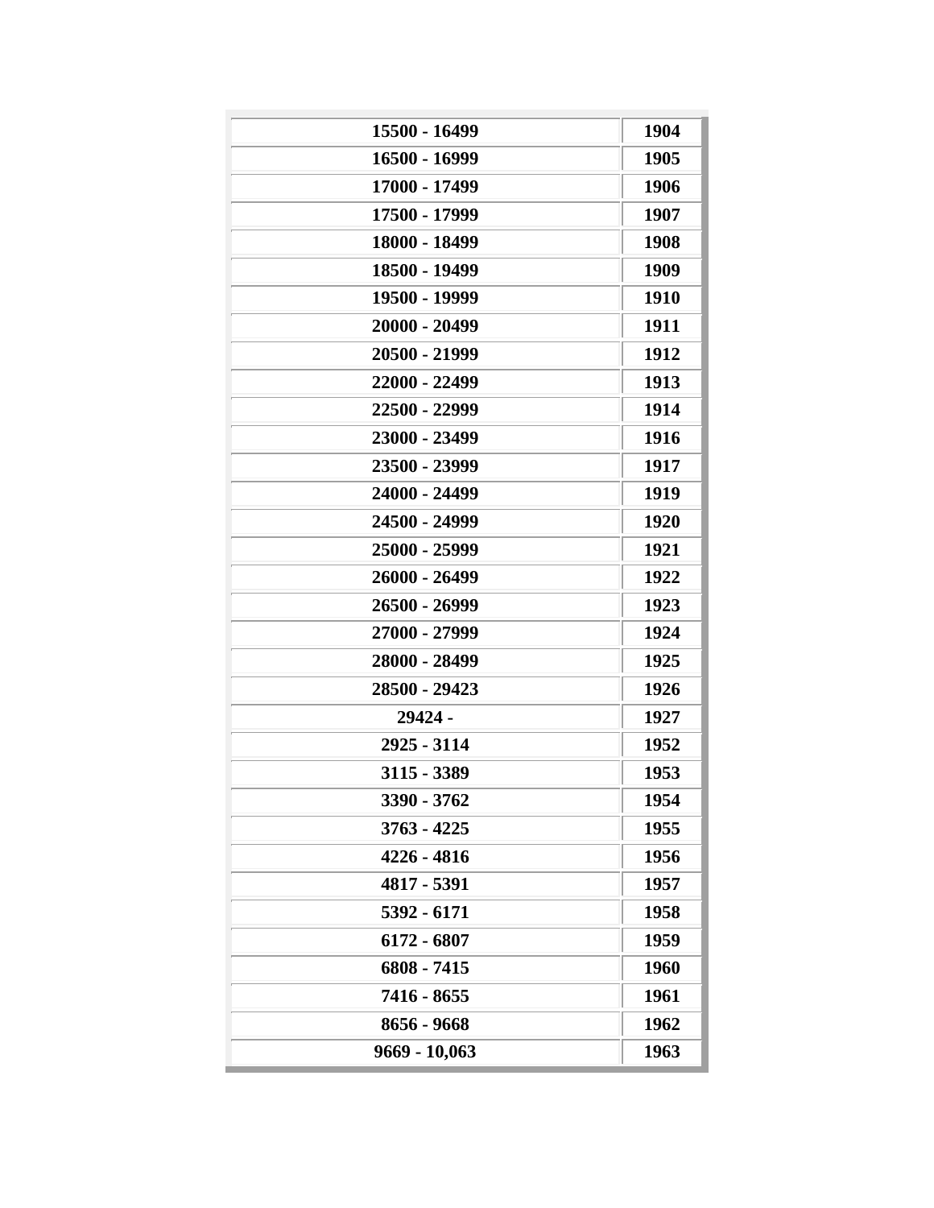| | |
|---|---|
| 15500 - 16499 | 1904 |
| 16500 - 16999 | 1905 |
| 17000 - 17499 | 1906 |
| 17500 - 17999 | 1907 |
| 18000 - 18499 | 1908 |
| 18500 - 19499 | 1909 |
| 19500 - 19999 | 1910 |
| 20000 - 20499 | 1911 |
| 20500 - 21999 | 1912 |
| 22000 - 22499 | 1913 |
| 22500 - 22999 | 1914 |
| 23000 - 23499 | 1916 |
| 23500 - 23999 | 1917 |
| 24000 - 24499 | 1919 |
| 24500 - 24999 | 1920 |
| 25000 - 25999 | 1921 |
| 26000 - 26499 | 1922 |
| 26500 - 26999 | 1923 |
| 27000 - 27999 | 1924 |
| 28000 - 28499 | 1925 |
| 28500 - 29423 | 1926 |
| 29424 - | 1927 |
| 2925 - 3114 | 1952 |
| 3115 - 3389 | 1953 |
| 3390 - 3762 | 1954 |
| 3763 - 4225 | 1955 |
| 4226 - 4816 | 1956 |
| 4817 - 5391 | 1957 |
| 5392 - 6171 | 1958 |
| 6172 - 6807 | 1959 |
| 6808 - 7415 | 1960 |
| 7416 - 8655 | 1961 |
| 8656 - 9668 | 1962 |
| 9669 - 10,063 | 1963 |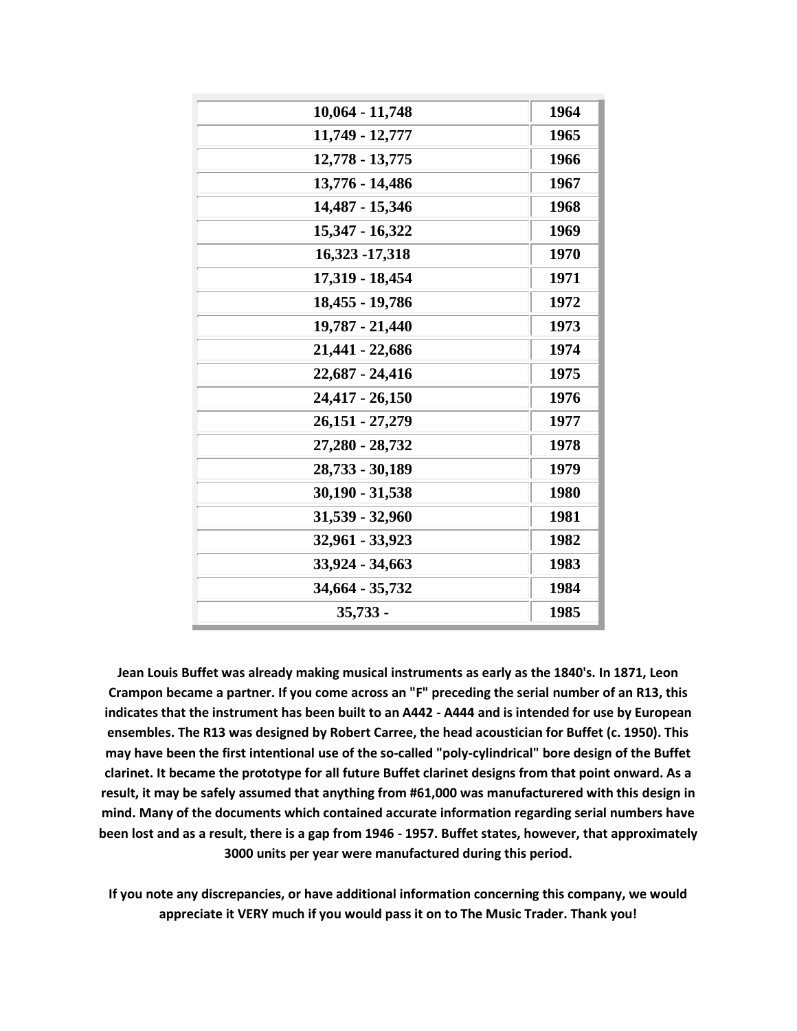| | |
|---|---|
| 10,064 - 11,748 | 1964 |
| 11,749 - 12,777 | 1965 |
| 12,778 - 13,775 | 1966 |
| 13,776 - 14,486 | 1967 |
| 14,487 - 15,346 | 1968 |
| 15,347 - 16,322 | 1969 |
| 16,323 -17,318 | 1970 |
| 17,319 - 18,454 | 1971 |
| 18,455 - 19,786 | 1972 |
| 19,787 - 21,440 | 1973 |
| 21,441 - 22,686 | 1974 |
| 22,687 - 24,416 | 1975 |
| 24,417 - 26,150 | 1976 |
| 26,151 - 27,279 | 1977 |
| 27,280 - 28,732 | 1978 |
| 28,733 - 30,189 | 1979 |
| 30,190 - 31,538 | 1980 |
| 31,539 - 32,960 | 1981 |
| 32,961 - 33,923 | 1982 |
| 33,924 - 34,663 | 1983 |
| 34,664 - 35,732 | 1984 |
| 35,733 - | 1985 |

**Jean Louis Buffet was already making musical instruments as early as the 1840's. In 1871, Leon Crampon became a partner. If you come across an "F" preceding the serial number of an R13, this indicates that the instrument has been built to an A442 - A444 and is intended for use by European ensembles. The R13 was designed by Robert Carree, the head acoustician for Buffet (c. 1950). This may have been the first intentional use of the so-called "poly-cylindrical" bore design of the Buffet clarinet. It became the prototype for all future Buffet clarinet designs from that point onward. As a result, it may be safely assumed that anything from #61,000 was manufacturered with this design in mind. Many of the documents which contained accurate information regarding serial numbers have been lost and as a result, there is a gap from 1946 - 1957. Buffet states, however, that approximately 3000 units per year were manufactured during this period.**

**If you note any discrepancies, or have additional information concerning this company, we would appreciate it VERY much if you would pass it on to The Music Trader. Thank you!**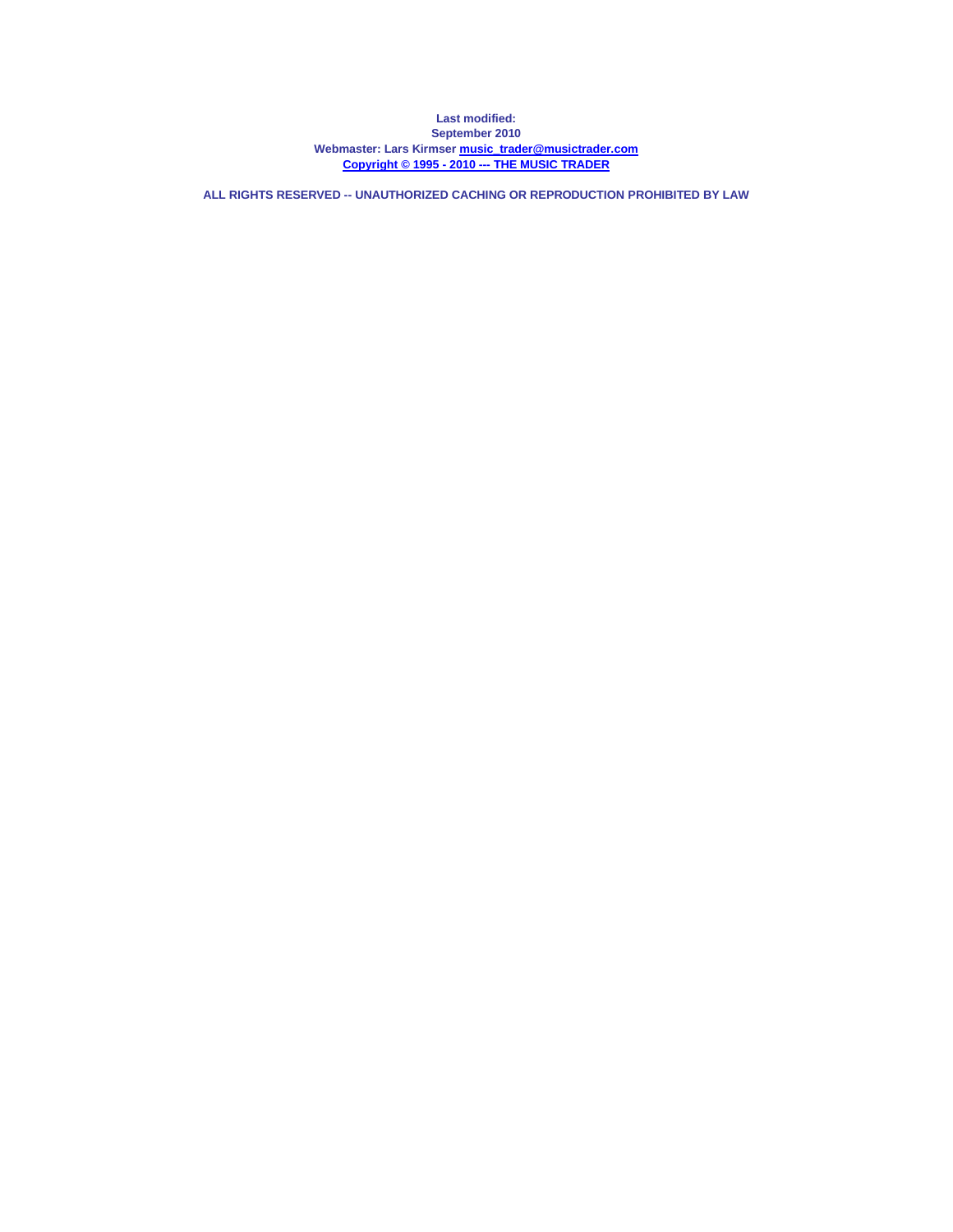**Last modified:**
**September 2010**
**Webmaster: Lars Kirmser [music_trader@musictrader.com](mailto:music_trader@musictrader.com)**
**Copyright © 1995 - 2010 --- THE MUSIC TRADER**

**ALL RIGHTS RESERVED -- UNAUTHORIZED CACHING OR REPRODUCTION PROHIBITED BY LAW**